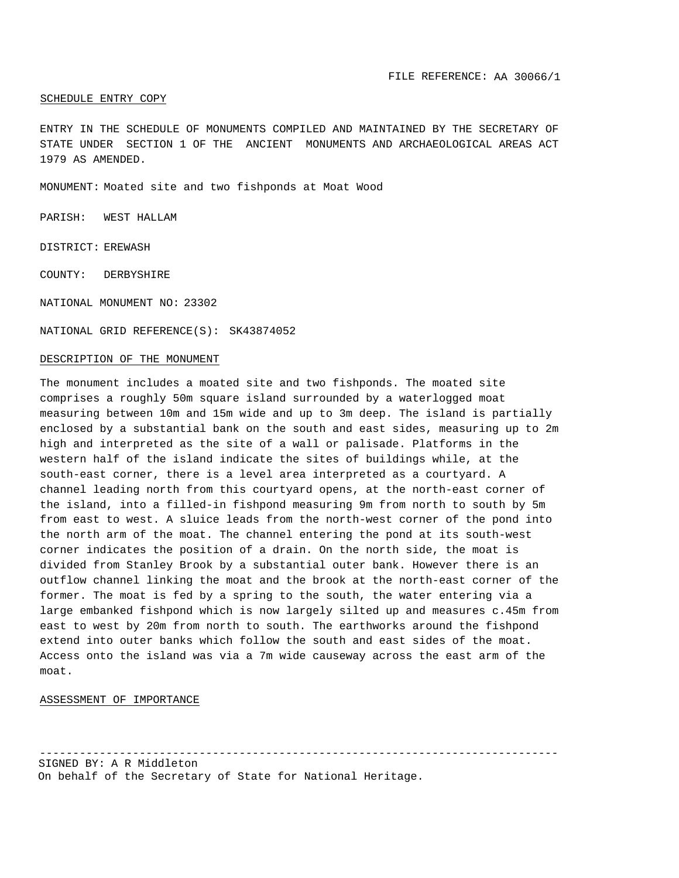FILE REFERENCE: AA 30066/1

SCHEDULE ENTRY COPY

ENTRY IN THE SCHEDULE OF MONUMENTS COMPILED AND MAINTAINED BY THE SECRETARY OF STATE UNDER SECTION 1 OF THE ANCIENT MONUMENTS AND ARCHAEOLOGICAL AREAS ACT 1979 AS AMENDED.

MONUMENT: Moated site and two fishponds at Moat Wood

PARISH: WEST HALLAM

DISTRICT: EREWASH

COUNTY: DERBYSHIRE

NATIONAL MONUMENT NO: 23302

NATIONAL GRID REFERENCE(S): SK43874052

## DESCRIPTION OF THE MONUMENT

The monument includes a moated site and two fishponds. The moated site comprises a roughly 50m square island surrounded by a waterlogged moat measuring between 10m and 15m wide and up to 3m deep. The island is partially enclosed by a substantial bank on the south and east sides, measuring up to 2m high and interpreted as the site of a wall or palisade. Platforms in the western half of the island indicate the sites of buildings while, at the south-east corner, there is a level area interpreted as a courtyard. A channel leading north from this courtyard opens, at the north-east corner of the island, into a filled-in fishpond measuring 9m from north to south by 5m from east to west. A sluice leads from the north-west corner of the pond into the north arm of the moat. The channel entering the pond at its south-west corner indicates the position of a drain. On the north side, the moat is divided from Stanley Brook by a substantial outer bank. However there is an outflow channel linking the moat and the brook at the north-east corner of the former. The moat is fed by a spring to the south, the water entering via a large embanked fishpond which is now largely silted up and measures c.45m from east to west by 20m from north to south. The earthworks around the fishpond extend into outer banks which follow the south and east sides of the moat. Access onto the island was via a 7m wide causeway across the east arm of the moat.

## ASSESSMENT OF IMPORTANCE

---

SIGNED BY: A R Middleton
On behalf of the Secretary of State for National Heritage.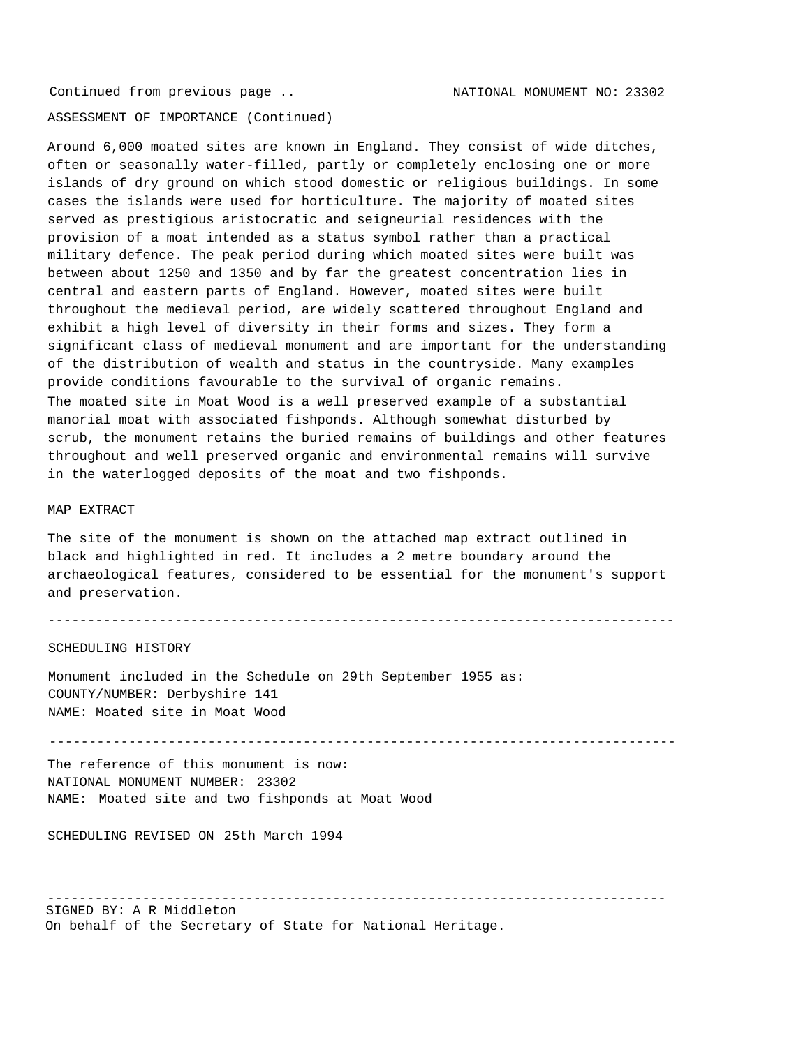Continued from previous page .. NATIONAL MONUMENT NO: 23302

ASSESSMENT OF IMPORTANCE (Continued)

Around 6,000 moated sites are known in England. They consist of wide ditches, often or seasonally water-filled, partly or completely enclosing one or more islands of dry ground on which stood domestic or religious buildings. In some cases the islands were used for horticulture. The majority of moated sites served as prestigious aristocratic and seigneurial residences with the provision of a moat intended as a status symbol rather than a practical military defence. The peak period during which moated sites were built was between about 1250 and 1350 and by far the greatest concentration lies in central and eastern parts of England. However, moated sites were built throughout the medieval period, are widely scattered throughout England and exhibit a high level of diversity in their forms and sizes. They form a significant class of medieval monument and are important for the understanding of the distribution of wealth and status in the countryside. Many examples provide conditions favourable to the survival of organic remains.
The moated site in Moat Wood is a well preserved example of a substantial manorial moat with associated fishponds. Although somewhat disturbed by scrub, the monument retains the buried remains of buildings and other features throughout and well preserved organic and environmental remains will survive in the waterlogged deposits of the moat and two fishponds.

## MAP EXTRACT

The site of the monument is shown on the attached map extract outlined in black and highlighted in red. It includes a 2 metre boundary around the archaeological features, considered to be essential for the monument's support and preservation.

---

## SCHEDULING HISTORY

Monument included in the Schedule on 29th September 1955 as:
COUNTY/NUMBER: Derbyshire 141
NAME: Moated site in Moat Wood

---

The reference of this monument is now:
NATIONAL MONUMENT NUMBER: 23302
NAME: Moated site and two fishponds at Moat Wood

SCHEDULING REVISED ON 25th March 1994

---

SIGNED BY: A R Middleton
On behalf of the Secretary of State for National Heritage.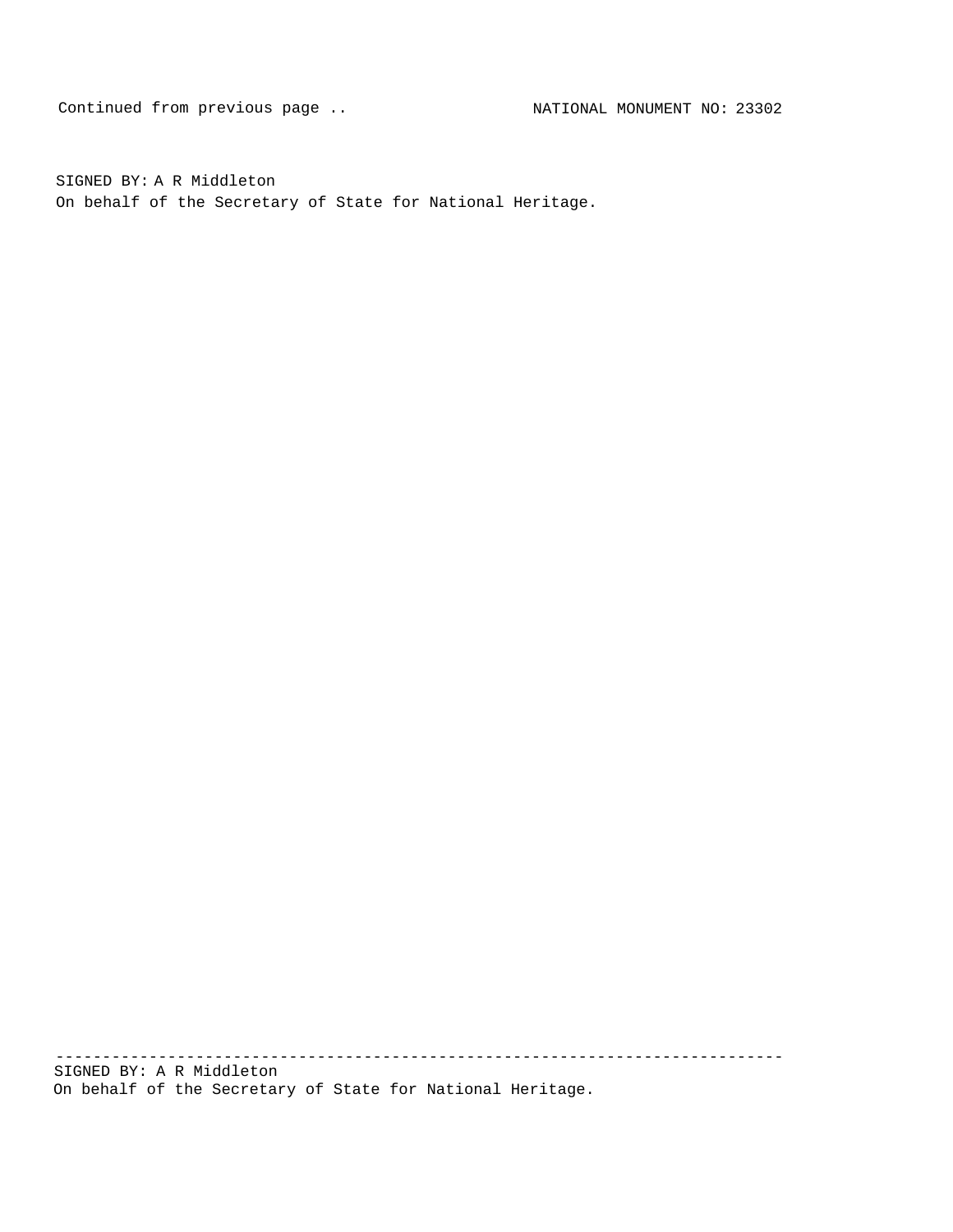SIGNED BY: A R Middleton
On behalf of the Secretary of State for National Heritage.